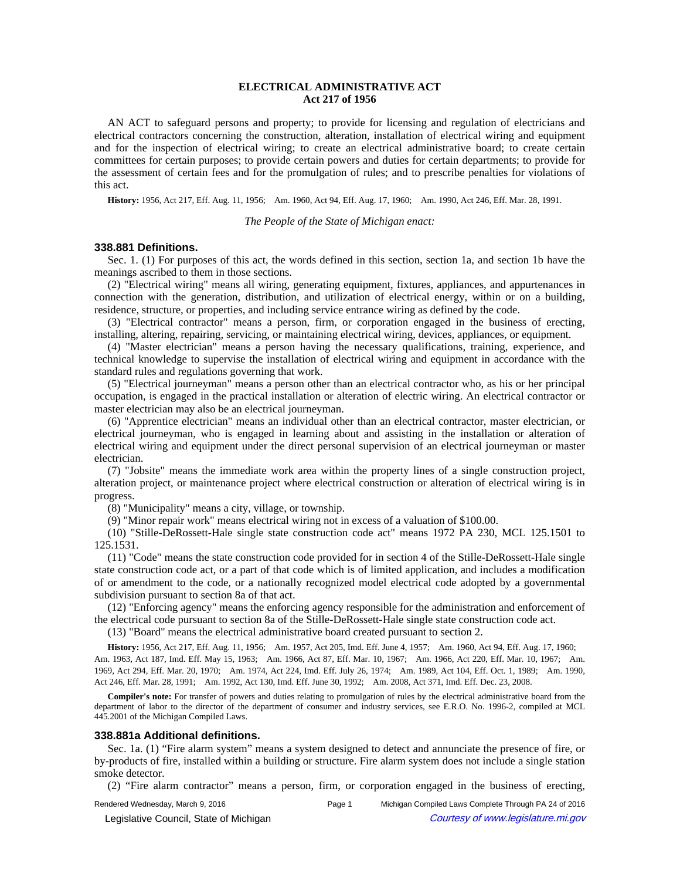# ELECTRICAL ADMINISTRATIVE ACT
## Act 217 of 1956

AN ACT to safeguard persons and property; to provide for licensing and regulation of electricians and electrical contractors concerning the construction, alteration, installation of electrical wiring and equipment and for the inspection of electrical wiring; to create an electrical administrative board; to create certain committees for certain purposes; to provide certain powers and duties for certain departments; to provide for the assessment of certain fees and for the promulgation of rules; and to prescribe penalties for violations of this act.

**History:** 1956, Act 217, Eff. Aug. 11, 1956;—Am. 1960, Act 94, Eff. Aug. 17, 1960;—Am. 1990, Act 246, Eff. Mar. 28, 1991.

*The People of the State of Michigan enact:*

### 338.881 Definitions.

Sec. 1. (1) For purposes of this act, the words defined in this section, section 1a, and section 1b have the meanings ascribed to them in those sections.

(2) "Electrical wiring" means all wiring, generating equipment, fixtures, appliances, and appurtenances in connection with the generation, distribution, and utilization of electrical energy, within or on a building, residence, structure, or properties, and including service entrance wiring as defined by the code.

(3) "Electrical contractor" means a person, firm, or corporation engaged in the business of erecting, installing, altering, repairing, servicing, or maintaining electrical wiring, devices, appliances, or equipment.

(4) "Master electrician" means a person having the necessary qualifications, training, experience, and technical knowledge to supervise the installation of electrical wiring and equipment in accordance with the standard rules and regulations governing that work.

(5) "Electrical journeyman" means a person other than an electrical contractor who, as his or her principal occupation, is engaged in the practical installation or alteration of electric wiring. An electrical contractor or master electrician may also be an electrical journeyman.

(6) "Apprentice electrician" means an individual other than an electrical contractor, master electrician, or electrical journeyman, who is engaged in learning about and assisting in the installation or alteration of electrical wiring and equipment under the direct personal supervision of an electrical journeyman or master electrician.

(7) "Jobsite" means the immediate work area within the property lines of a single construction project, alteration project, or maintenance project where electrical construction or alteration of electrical wiring is in progress.

(8) "Municipality" means a city, village, or township.

(9) "Minor repair work" means electrical wiring not in excess of a valuation of $100.00.

(10) "Stille-DeRossett-Hale single state construction code act" means 1972 PA 230, MCL 125.1501 to 125.1531.

(11) "Code" means the state construction code provided for in section 4 of the Stille-DeRossett-Hale single state construction code act, or a part of that code which is of limited application, and includes a modification of or amendment to the code, or a nationally recognized model electrical code adopted by a governmental subdivision pursuant to section 8a of that act.

(12) "Enforcing agency" means the enforcing agency responsible for the administration and enforcement of the electrical code pursuant to section 8a of the Stille-DeRossett-Hale single state construction code act.

(13) "Board" means the electrical administrative board created pursuant to section 2.

**History:** 1956, Act 217, Eff. Aug. 11, 1956;—Am. 1957, Act 205, Imd. Eff. June 4, 1957;—Am. 1960, Act 94, Eff. Aug. 17, 1960;—Am. 1963, Act 187, Imd. Eff. May 15, 1963;—Am. 1966, Act 87, Eff. Mar. 10, 1967;—Am. 1966, Act 220, Eff. Mar. 10, 1967;—Am. 1969, Act 294, Eff. Mar. 20, 1970;—Am. 1974, Act 224, Imd. Eff. July 26, 1974;—Am. 1989, Act 104, Eff. Oct. 1, 1989;—Am. 1990, Act 246, Eff. Mar. 28, 1991;—Am. 1992, Act 130, Imd. Eff. June 30, 1992;—Am. 2008, Act 371, Imd. Eff. Dec. 23, 2008.

**Compiler's note:** For transfer of powers and duties relating to promulgation of rules by the electrical administrative board from the department of labor to the director of the department of consumer and industry services, see E.R.O. No. 1996-2, compiled at MCL 445.2001 of the Michigan Compiled Laws.

### 338.881a Additional definitions.

Sec. 1a. (1) "Fire alarm system" means a system designed to detect and annunciate the presence of fire, or by-products of fire, installed within a building or structure. Fire alarm system does not include a single station smoke detector.

(2) "Fire alarm contractor" means a person, firm, or corporation engaged in the business of erecting,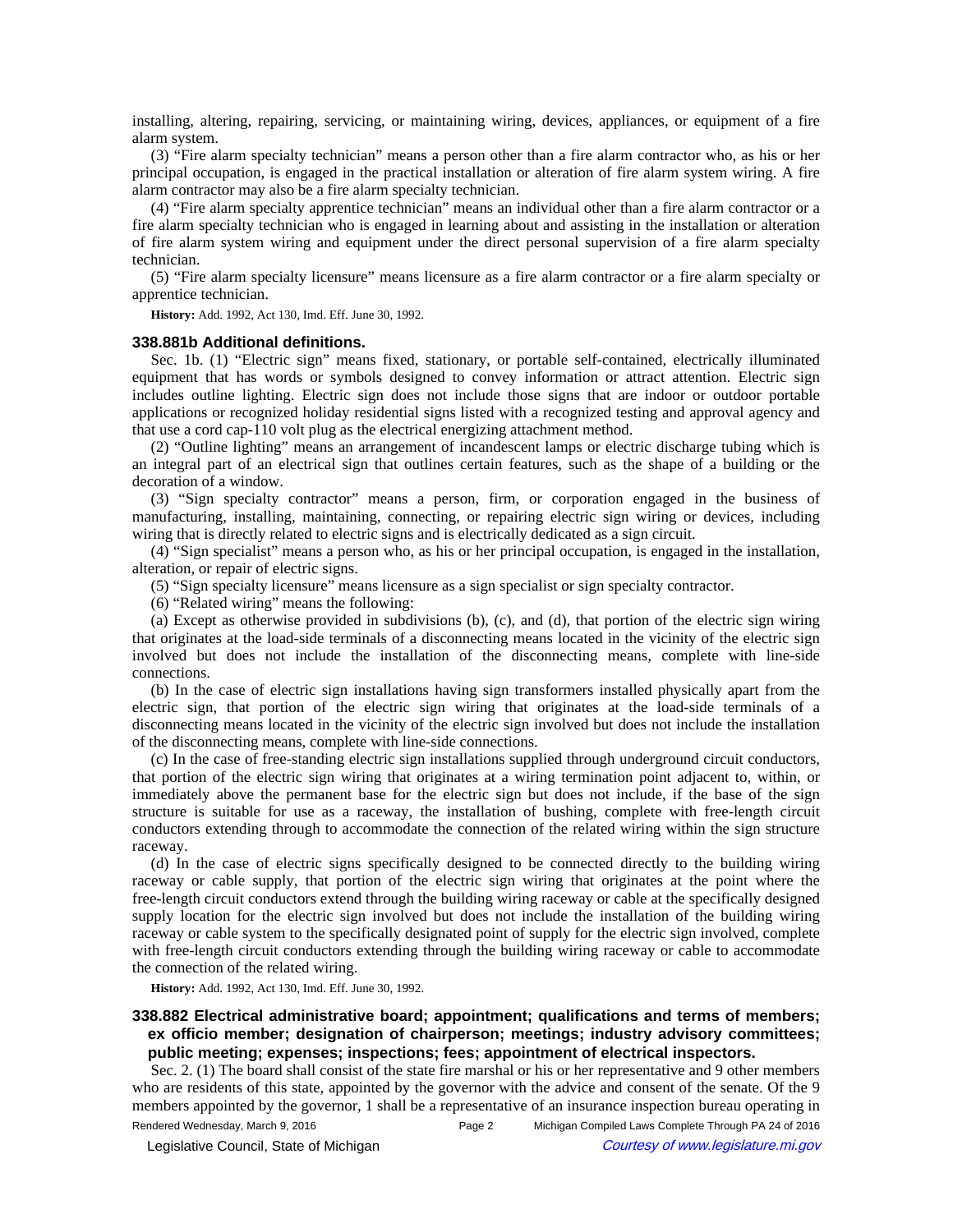installing, altering, repairing, servicing, or maintaining wiring, devices, appliances, or equipment of a fire alarm system.

(3) "Fire alarm specialty technician" means a person other than a fire alarm contractor who, as his or her principal occupation, is engaged in the practical installation or alteration of fire alarm system wiring. A fire alarm contractor may also be a fire alarm specialty technician.

(4) "Fire alarm specialty apprentice technician" means an individual other than a fire alarm contractor or a fire alarm specialty technician who is engaged in learning about and assisting in the installation or alteration of fire alarm system wiring and equipment under the direct personal supervision of a fire alarm specialty technician.

(5) "Fire alarm specialty licensure" means licensure as a fire alarm contractor or a fire alarm specialty or apprentice technician.

**History:** Add. 1992, Act 130, Imd. Eff. June 30, 1992.

### 338.881b Additional definitions.

Sec. 1b. (1) "Electric sign" means fixed, stationary, or portable self-contained, electrically illuminated equipment that has words or symbols designed to convey information or attract attention. Electric sign includes outline lighting. Electric sign does not include those signs that are indoor or outdoor portable applications or recognized holiday residential signs listed with a recognized testing and approval agency and that use a cord cap-110 volt plug as the electrical energizing attachment method.

(2) "Outline lighting" means an arrangement of incandescent lamps or electric discharge tubing which is an integral part of an electrical sign that outlines certain features, such as the shape of a building or the decoration of a window.

(3) "Sign specialty contractor" means a person, firm, or corporation engaged in the business of manufacturing, installing, maintaining, connecting, or repairing electric sign wiring or devices, including wiring that is directly related to electric signs and is electrically dedicated as a sign circuit.

(4) "Sign specialist" means a person who, as his or her principal occupation, is engaged in the installation, alteration, or repair of electric signs.

(5) "Sign specialty licensure" means licensure as a sign specialist or sign specialty contractor.

(6) "Related wiring" means the following:

(a) Except as otherwise provided in subdivisions (b), (c), and (d), that portion of the electric sign wiring that originates at the load-side terminals of a disconnecting means located in the vicinity of the electric sign involved but does not include the installation of the disconnecting means, complete with line-side connections.

(b) In the case of electric sign installations having sign transformers installed physically apart from the electric sign, that portion of the electric sign wiring that originates at the load-side terminals of a disconnecting means located in the vicinity of the electric sign involved but does not include the installation of the disconnecting means, complete with line-side connections.

(c) In the case of free-standing electric sign installations supplied through underground circuit conductors, that portion of the electric sign wiring that originates at a wiring termination point adjacent to, within, or immediately above the permanent base for the electric sign but does not include, if the base of the sign structure is suitable for use as a raceway, the installation of bushing, complete with free-length circuit conductors extending through to accommodate the connection of the related wiring within the sign structure raceway.

(d) In the case of electric signs specifically designed to be connected directly to the building wiring raceway or cable supply, that portion of the electric sign wiring that originates at the point where the free-length circuit conductors extend through the building wiring raceway or cable at the specifically designed supply location for the electric sign involved but does not include the installation of the building wiring raceway or cable system to the specifically designated point of supply for the electric sign involved, complete with free-length circuit conductors extending through the building wiring raceway or cable to accommodate the connection of the related wiring.

**History:** Add. 1992, Act 130, Imd. Eff. June 30, 1992.

### 338.882 Electrical administrative board; appointment; qualifications and terms of members; ex officio member; designation of chairperson; meetings; industry advisory committees; public meeting; expenses; inspections; fees; appointment of electrical inspectors.

Sec. 2. (1) The board shall consist of the state fire marshal or his or her representative and 9 other members who are residents of this state, appointed by the governor with the advice and consent of the senate. Of the 9 members appointed by the governor, 1 shall be a representative of an insurance inspection bureau operating in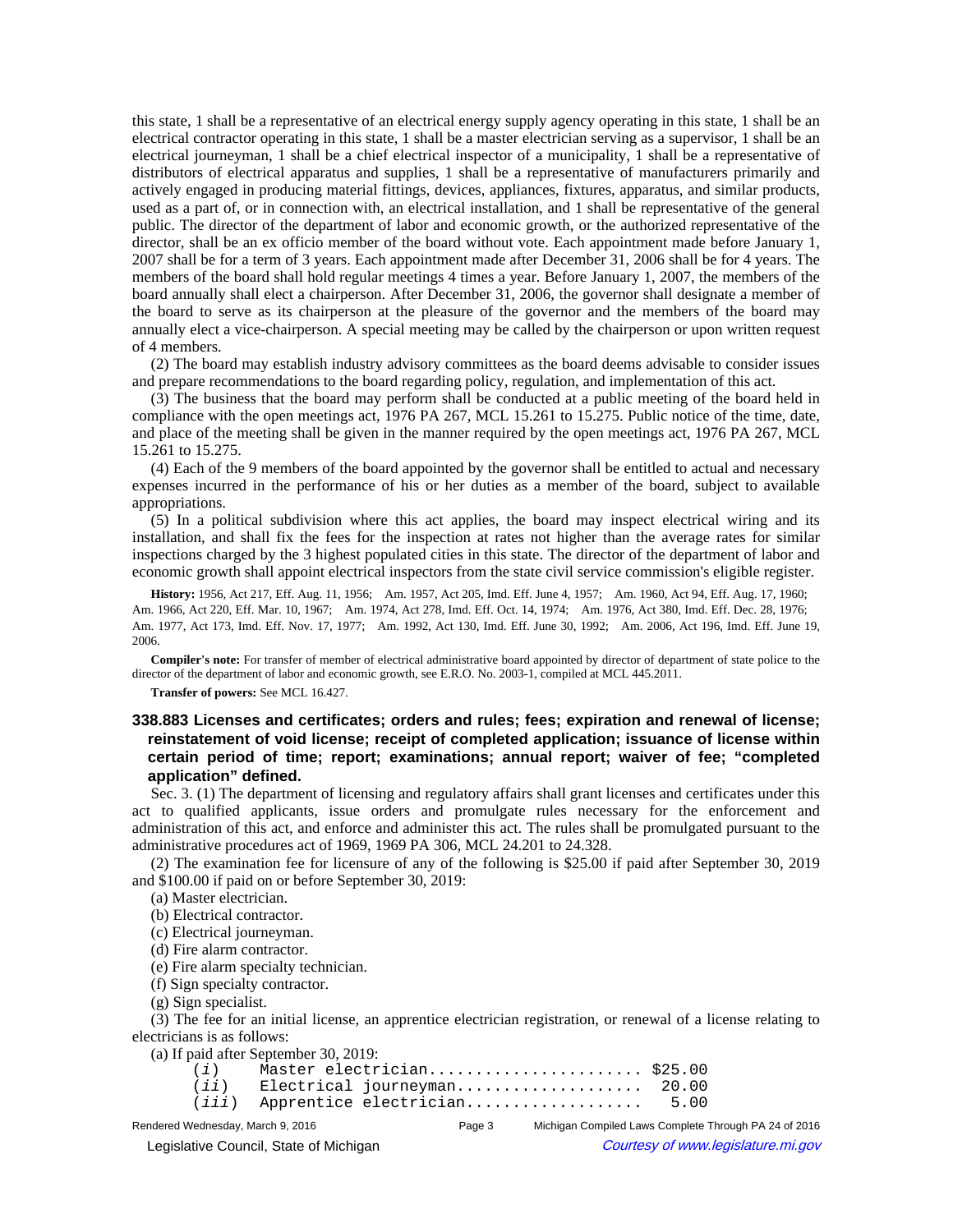this state, 1 shall be a representative of an electrical energy supply agency operating in this state, 1 shall be an electrical contractor operating in this state, 1 shall be a master electrician serving as a supervisor, 1 shall be an electrical journeyman, 1 shall be a chief electrical inspector of a municipality, 1 shall be a representative of distributors of electrical apparatus and supplies, 1 shall be a representative of manufacturers primarily and actively engaged in producing material fittings, devices, appliances, fixtures, apparatus, and similar products, used as a part of, or in connection with, an electrical installation, and 1 shall be representative of the general public. The director of the department of labor and economic growth, or the authorized representative of the director, shall be an ex officio member of the board without vote. Each appointment made before January 1, 2007 shall be for a term of 3 years. Each appointment made after December 31, 2006 shall be for 4 years. The members of the board shall hold regular meetings 4 times a year. Before January 1, 2007, the members of the board annually shall elect a chairperson. After December 31, 2006, the governor shall designate a member of the board to serve as its chairperson at the pleasure of the governor and the members of the board may annually elect a vice-chairperson. A special meeting may be called by the chairperson or upon written request of 4 members.

(2) The board may establish industry advisory committees as the board deems advisable to consider issues and prepare recommendations to the board regarding policy, regulation, and implementation of this act.

(3) The business that the board may perform shall be conducted at a public meeting of the board held in compliance with the open meetings act, 1976 PA 267, MCL 15.261 to 15.275. Public notice of the time, date, and place of the meeting shall be given in the manner required by the open meetings act, 1976 PA 267, MCL 15.261 to 15.275.

(4) Each of the 9 members of the board appointed by the governor shall be entitled to actual and necessary expenses incurred in the performance of his or her duties as a member of the board, subject to available appropriations.

(5) In a political subdivision where this act applies, the board may inspect electrical wiring and its installation, and shall fix the fees for the inspection at rates not higher than the average rates for similar inspections charged by the 3 highest populated cities in this state. The director of the department of labor and economic growth shall appoint electrical inspectors from the state civil service commission's eligible register.

**History:** 1956, Act 217, Eff. Aug. 11, 1956; Am. 1957, Act 205, Imd. Eff. June 4, 1957; Am. 1960, Act 94, Eff. Aug. 17, 1960; Am. 1966, Act 220, Eff. Mar. 10, 1967; Am. 1974, Act 278, Imd. Eff. Oct. 14, 1974; Am. 1976, Act 380, Imd. Eff. Dec. 28, 1976; Am. 1977, Act 173, Imd. Eff. Nov. 17, 1977; Am. 1992, Act 130, Imd. Eff. June 30, 1992; Am. 2006, Act 196, Imd. Eff. June 19, 2006.

**Compiler's note:** For transfer of member of electrical administrative board appointed by director of department of state police to the director of the department of labor and economic growth, see E.R.O. No. 2003-1, compiled at MCL 445.2011.

**Transfer of powers:** See MCL 16.427.

### 338.883 Licenses and certificates; orders and rules; fees; expiration and renewal of license; reinstatement of void license; receipt of completed application; issuance of license within certain period of time; report; examinations; annual report; waiver of fee; "completed application" defined.

Sec. 3. (1) The department of licensing and regulatory affairs shall grant licenses and certificates under this act to qualified applicants, issue orders and promulgate rules necessary for the enforcement and administration of this act, and enforce and administer this act. The rules shall be promulgated pursuant to the administrative procedures act of 1969, 1969 PA 306, MCL 24.201 to 24.328.

(2) The examination fee for licensure of any of the following is $25.00 if paid after September 30, 2019 and $100.00 if paid on or before September 30, 2019:

(a) Master electrician.

(b) Electrical contractor.

(c) Electrical journeyman.

(d) Fire alarm contractor.

(e) Fire alarm specialty technician.

(f) Sign specialty contractor.

(g) Sign specialist.

(3) The fee for an initial license, an apprentice electrician registration, or renewal of a license relating to electricians is as follows:

(a) If paid after September 30, 2019:

```
    (i)    Master electrician...................... $25.00
    (ii)   Electrical journeyman...................  20.00
    (iii)  Apprentice electrician..................   5.00
```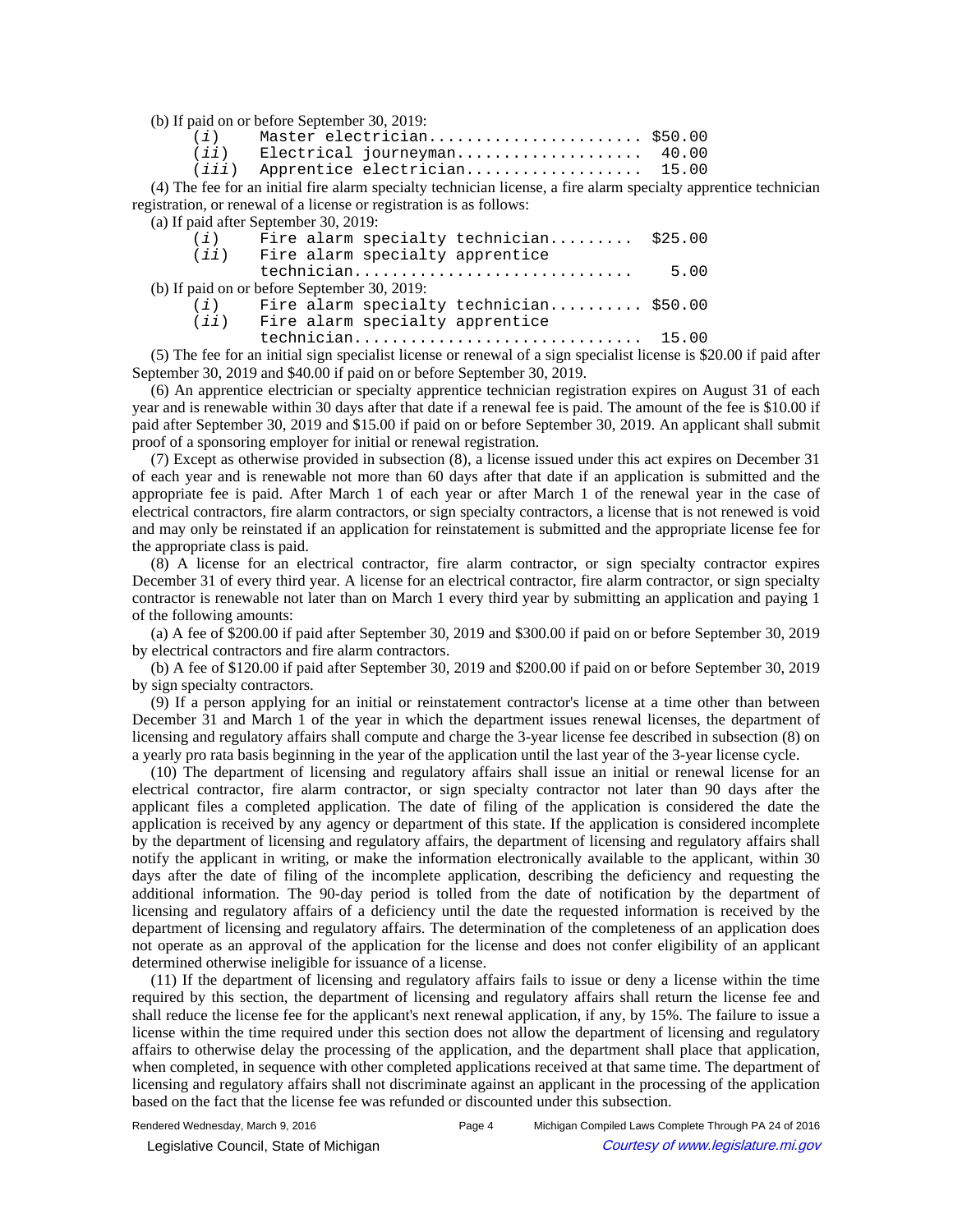(b) If paid on or before September 30, 2019:

| | | |
|---|---|---|
| (*i*) | Master electrician | $50.00 |
| (*ii*) | Electrical journeyman | 40.00 |
| (*iii*) | Apprentice electrician | 15.00 |

(4) The fee for an initial fire alarm specialty technician license, a fire alarm specialty apprentice technician registration, or renewal of a license or registration is as follows:

(a) If paid after September 30, 2019:

| | | |
|---|---|---|
| (*i*) | Fire alarm specialty technician | $25.00 |
| (*ii*) | Fire alarm specialty apprentice technician | 5.00 |

(b) If paid on or before September 30, 2019:

| | | |
|---|---|---|
| (*i*) | Fire alarm specialty technician | $50.00 |
| (*ii*) | Fire alarm specialty apprentice technician | 15.00 |

(5) The fee for an initial sign specialist license or renewal of a sign specialist license is $20.00 if paid after September 30, 2019 and $40.00 if paid on or before September 30, 2019.

(6) An apprentice electrician or specialty apprentice technician registration expires on August 31 of each year and is renewable within 30 days after that date if a renewal fee is paid. The amount of the fee is $10.00 if paid after September 30, 2019 and $15.00 if paid on or before September 30, 2019. An applicant shall submit proof of a sponsoring employer for initial or renewal registration.

(7) Except as otherwise provided in subsection (8), a license issued under this act expires on December 31 of each year and is renewable not more than 60 days after that date if an application is submitted and the appropriate fee is paid. After March 1 of each year or after March 1 of the renewal year in the case of electrical contractors, fire alarm contractors, or sign specialty contractors, a license that is not renewed is void and may only be reinstated if an application for reinstatement is submitted and the appropriate license fee for the appropriate class is paid.

(8) A license for an electrical contractor, fire alarm contractor, or sign specialty contractor expires December 31 of every third year. A license for an electrical contractor, fire alarm contractor, or sign specialty contractor is renewable not later than on March 1 every third year by submitting an application and paying 1 of the following amounts:

(a) A fee of $200.00 if paid after September 30, 2019 and $300.00 if paid on or before September 30, 2019 by electrical contractors and fire alarm contractors.

(b) A fee of $120.00 if paid after September 30, 2019 and $200.00 if paid on or before September 30, 2019 by sign specialty contractors.

(9) If a person applying for an initial or reinstatement contractor's license at a time other than between December 31 and March 1 of the year in which the department issues renewal licenses, the department of licensing and regulatory affairs shall compute and charge the 3-year license fee described in subsection (8) on a yearly pro rata basis beginning in the year of the application until the last year of the 3-year license cycle.

(10) The department of licensing and regulatory affairs shall issue an initial or renewal license for an electrical contractor, fire alarm contractor, or sign specialty contractor not later than 90 days after the applicant files a completed application. The date of filing of the application is considered the date the application is received by any agency or department of this state. If the application is considered incomplete by the department of licensing and regulatory affairs, the department of licensing and regulatory affairs shall notify the applicant in writing, or make the information electronically available to the applicant, within 30 days after the date of filing of the incomplete application, describing the deficiency and requesting the additional information. The 90-day period is tolled from the date of notification by the department of licensing and regulatory affairs of a deficiency until the date the requested information is received by the department of licensing and regulatory affairs. The determination of the completeness of an application does not operate as an approval of the application for the license and does not confer eligibility of an applicant determined otherwise ineligible for issuance of a license.

(11) If the department of licensing and regulatory affairs fails to issue or deny a license within the time required by this section, the department of licensing and regulatory affairs shall return the license fee and shall reduce the license fee for the applicant's next renewal application, if any, by 15%. The failure to issue a license within the time required under this section does not allow the department of licensing and regulatory affairs to otherwise delay the processing of the application, and the department shall place that application, when completed, in sequence with other completed applications received at that same time. The department of licensing and regulatory affairs shall not discriminate against an applicant in the processing of the application based on the fact that the license fee was refunded or discounted under this subsection.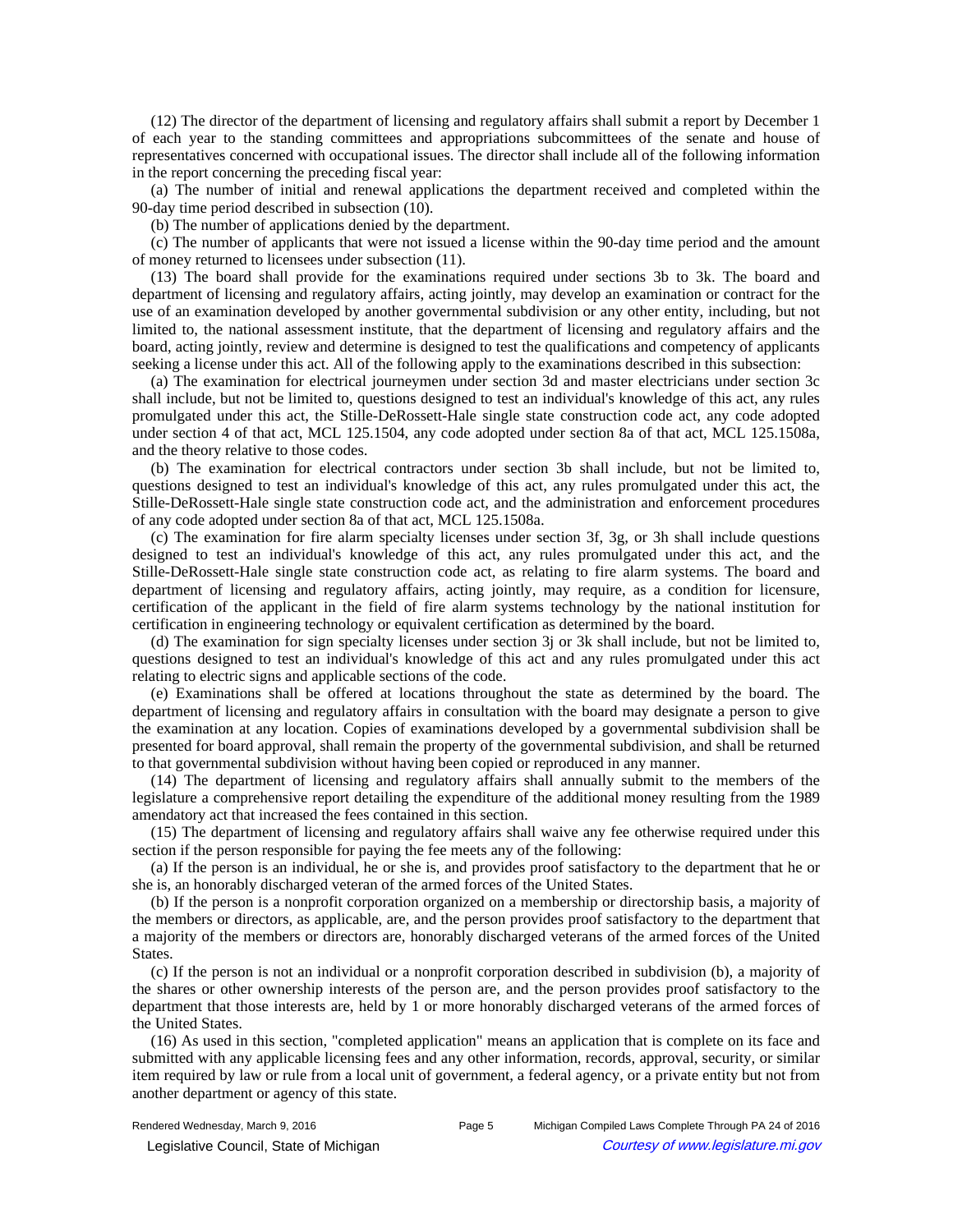(12) The director of the department of licensing and regulatory affairs shall submit a report by December 1 of each year to the standing committees and appropriations subcommittees of the senate and house of representatives concerned with occupational issues. The director shall include all of the following information in the report concerning the preceding fiscal year:

(a) The number of initial and renewal applications the department received and completed within the 90-day time period described in subsection (10).

(b) The number of applications denied by the department.

(c) The number of applicants that were not issued a license within the 90-day time period and the amount of money returned to licensees under subsection (11).

(13) The board shall provide for the examinations required under sections 3b to 3k. The board and department of licensing and regulatory affairs, acting jointly, may develop an examination or contract for the use of an examination developed by another governmental subdivision or any other entity, including, but not limited to, the national assessment institute, that the department of licensing and regulatory affairs and the board, acting jointly, review and determine is designed to test the qualifications and competency of applicants seeking a license under this act. All of the following apply to the examinations described in this subsection:

(a) The examination for electrical journeymen under section 3d and master electricians under section 3c shall include, but not be limited to, questions designed to test an individual's knowledge of this act, any rules promulgated under this act, the Stille-DeRossett-Hale single state construction code act, any code adopted under section 4 of that act, MCL 125.1504, any code adopted under section 8a of that act, MCL 125.1508a, and the theory relative to those codes.

(b) The examination for electrical contractors under section 3b shall include, but not be limited to, questions designed to test an individual's knowledge of this act, any rules promulgated under this act, the Stille-DeRossett-Hale single state construction code act, and the administration and enforcement procedures of any code adopted under section 8a of that act, MCL 125.1508a.

(c) The examination for fire alarm specialty licenses under section 3f, 3g, or 3h shall include questions designed to test an individual's knowledge of this act, any rules promulgated under this act, and the Stille-DeRossett-Hale single state construction code act, as relating to fire alarm systems. The board and department of licensing and regulatory affairs, acting jointly, may require, as a condition for licensure, certification of the applicant in the field of fire alarm systems technology by the national institution for certification in engineering technology or equivalent certification as determined by the board.

(d) The examination for sign specialty licenses under section 3j or 3k shall include, but not be limited to, questions designed to test an individual's knowledge of this act and any rules promulgated under this act relating to electric signs and applicable sections of the code.

(e) Examinations shall be offered at locations throughout the state as determined by the board. The department of licensing and regulatory affairs in consultation with the board may designate a person to give the examination at any location. Copies of examinations developed by a governmental subdivision shall be presented for board approval, shall remain the property of the governmental subdivision, and shall be returned to that governmental subdivision without having been copied or reproduced in any manner.

(14) The department of licensing and regulatory affairs shall annually submit to the members of the legislature a comprehensive report detailing the expenditure of the additional money resulting from the 1989 amendatory act that increased the fees contained in this section.

(15) The department of licensing and regulatory affairs shall waive any fee otherwise required under this section if the person responsible for paying the fee meets any of the following:

(a) If the person is an individual, he or she is, and provides proof satisfactory to the department that he or she is, an honorably discharged veteran of the armed forces of the United States.

(b) If the person is a nonprofit corporation organized on a membership or directorship basis, a majority of the members or directors, as applicable, are, and the person provides proof satisfactory to the department that a majority of the members or directors are, honorably discharged veterans of the armed forces of the United States.

(c) If the person is not an individual or a nonprofit corporation described in subdivision (b), a majority of the shares or other ownership interests of the person are, and the person provides proof satisfactory to the department that those interests are, held by 1 or more honorably discharged veterans of the armed forces of the United States.

(16) As used in this section, "completed application" means an application that is complete on its face and submitted with any applicable licensing fees and any other information, records, approval, security, or similar item required by law or rule from a local unit of government, a federal agency, or a private entity but not from another department or agency of this state.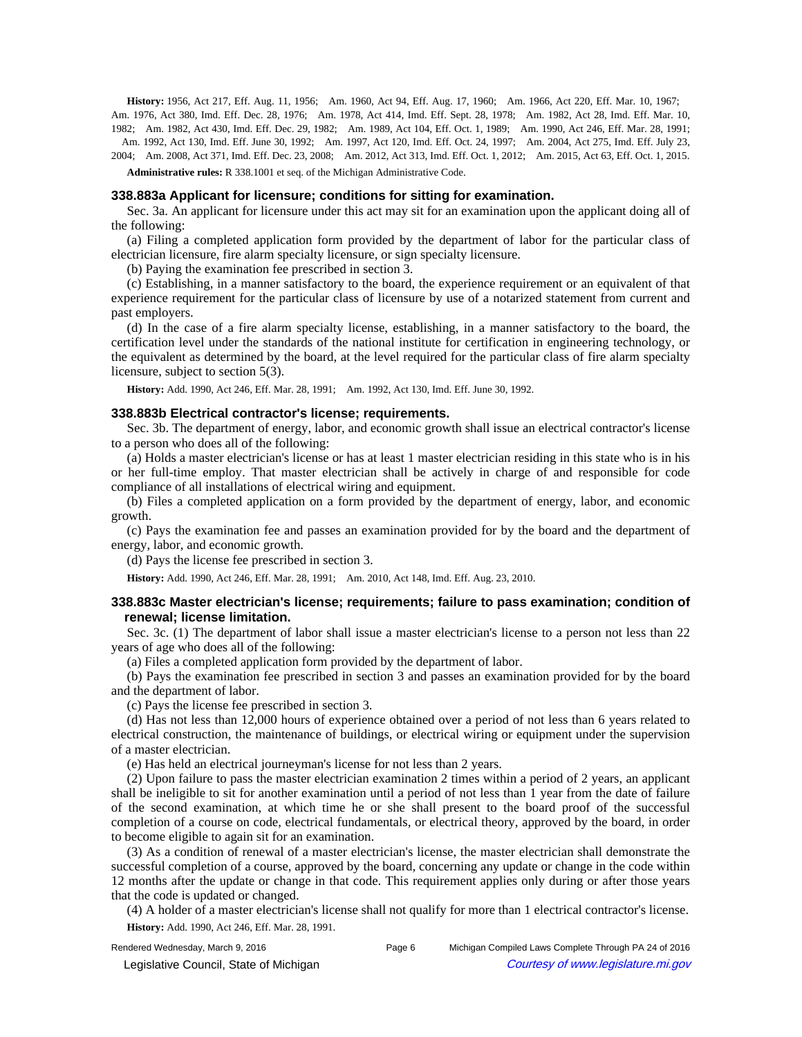**History:** 1956, Act 217, Eff. Aug. 11, 1956; Am. 1960, Act 94, Eff. Aug. 17, 1960; Am. 1966, Act 220, Eff. Mar. 10, 1967; Am. 1976, Act 380, Imd. Eff. Dec. 28, 1976; Am. 1978, Act 414, Imd. Eff. Sept. 28, 1978; Am. 1982, Act 28, Imd. Eff. Mar. 10, 1982; Am. 1982, Act 430, Imd. Eff. Dec. 29, 1982; Am. 1989, Act 104, Eff. Oct. 1, 1989; Am. 1990, Act 246, Eff. Mar. 28, 1991; Am. 1992, Act 130, Imd. Eff. June 30, 1992; Am. 1997, Act 120, Imd. Eff. Oct. 24, 1997; Am. 2004, Act 275, Imd. Eff. July 23, 2004; Am. 2008, Act 371, Imd. Eff. Dec. 23, 2008; Am. 2012, Act 313, Imd. Eff. Oct. 1, 2012; Am. 2015, Act 63, Eff. Oct. 1, 2015.

**Administrative rules:** R 338.1001 et seq. of the Michigan Administrative Code.

### 338.883a Applicant for licensure; conditions for sitting for examination.

Sec. 3a. An applicant for licensure under this act may sit for an examination upon the applicant doing all of the following:

(a) Filing a completed application form provided by the department of labor for the particular class of electrician licensure, fire alarm specialty licensure, or sign specialty licensure.

(b) Paying the examination fee prescribed in section 3.

(c) Establishing, in a manner satisfactory to the board, the experience requirement or an equivalent of that experience requirement for the particular class of licensure by use of a notarized statement from current and past employers.

(d) In the case of a fire alarm specialty license, establishing, in a manner satisfactory to the board, the certification level under the standards of the national institute for certification in engineering technology, or the equivalent as determined by the board, at the level required for the particular class of fire alarm specialty licensure, subject to section 5(3).

**History:** Add. 1990, Act 246, Eff. Mar. 28, 1991; Am. 1992, Act 130, Imd. Eff. June 30, 1992.

### 338.883b Electrical contractor's license; requirements.

Sec. 3b. The department of energy, labor, and economic growth shall issue an electrical contractor's license to a person who does all of the following:

(a) Holds a master electrician's license or has at least 1 master electrician residing in this state who is in his or her full-time employ. That master electrician shall be actively in charge of and responsible for code compliance of all installations of electrical wiring and equipment.

(b) Files a completed application on a form provided by the department of energy, labor, and economic growth.

(c) Pays the examination fee and passes an examination provided for by the board and the department of energy, labor, and economic growth.

(d) Pays the license fee prescribed in section 3.

**History:** Add. 1990, Act 246, Eff. Mar. 28, 1991; Am. 2010, Act 148, Imd. Eff. Aug. 23, 2010.

### 338.883c Master electrician's license; requirements; failure to pass examination; condition of renewal; license limitation.

Sec. 3c. (1) The department of labor shall issue a master electrician's license to a person not less than 22 years of age who does all of the following:

(a) Files a completed application form provided by the department of labor.

(b) Pays the examination fee prescribed in section 3 and passes an examination provided for by the board and the department of labor.

(c) Pays the license fee prescribed in section 3.

(d) Has not less than 12,000 hours of experience obtained over a period of not less than 6 years related to electrical construction, the maintenance of buildings, or electrical wiring or equipment under the supervision of a master electrician.

(e) Has held an electrical journeyman's license for not less than 2 years.

(2) Upon failure to pass the master electrician examination 2 times within a period of 2 years, an applicant shall be ineligible to sit for another examination until a period of not less than 1 year from the date of failure of the second examination, at which time he or she shall present to the board proof of the successful completion of a course on code, electrical fundamentals, or electrical theory, approved by the board, in order to become eligible to again sit for an examination.

(3) As a condition of renewal of a master electrician's license, the master electrician shall demonstrate the successful completion of a course, approved by the board, concerning any update or change in the code within 12 months after the update or change in that code. This requirement applies only during or after those years that the code is updated or changed.

(4) A holder of a master electrician's license shall not qualify for more than 1 electrical contractor's license.

**History:** Add. 1990, Act 246, Eff. Mar. 28, 1991.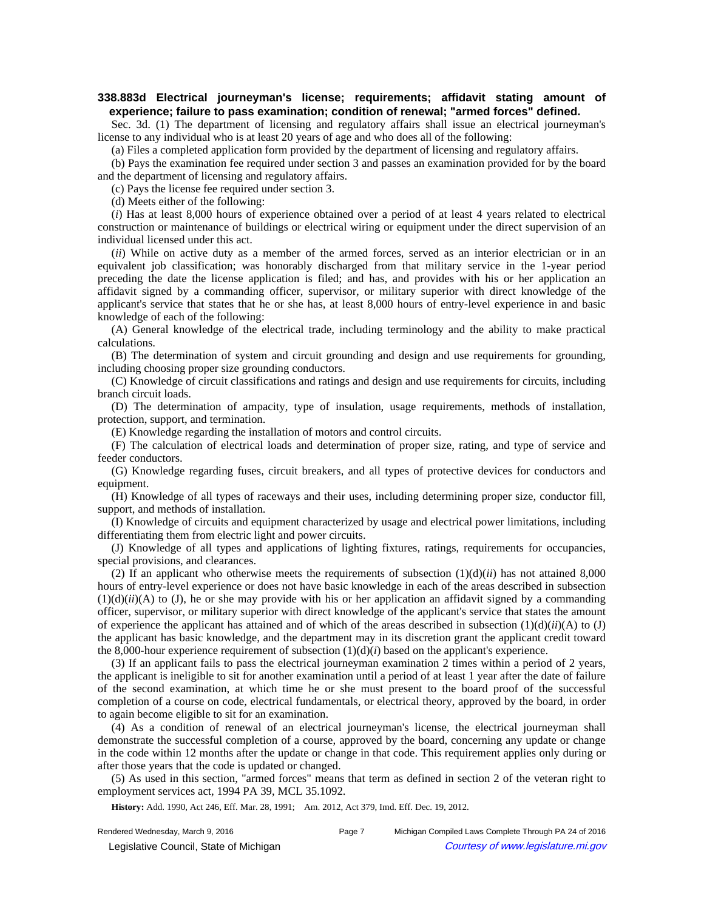**338.883d Electrical journeyman's license; requirements; affidavit stating amount of experience; failure to pass examination; condition of renewal; "armed forces" defined.**

Sec. 3d. (1) The department of licensing and regulatory affairs shall issue an electrical journeyman's license to any individual who is at least 20 years of age and who does all of the following:

(a) Files a completed application form provided by the department of licensing and regulatory affairs.

(b) Pays the examination fee required under section 3 and passes an examination provided for by the board and the department of licensing and regulatory affairs.

(c) Pays the license fee required under section 3.

(d) Meets either of the following:

(*i*) Has at least 8,000 hours of experience obtained over a period of at least 4 years related to electrical construction or maintenance of buildings or electrical wiring or equipment under the direct supervision of an individual licensed under this act.

(*ii*) While on active duty as a member of the armed forces, served as an interior electrician or in an equivalent job classification; was honorably discharged from that military service in the 1-year period preceding the date the license application is filed; and has, and provides with his or her application an affidavit signed by a commanding officer, supervisor, or military superior with direct knowledge of the applicant's service that states that he or she has, at least 8,000 hours of entry-level experience in and basic knowledge of each of the following:

(A) General knowledge of the electrical trade, including terminology and the ability to make practical calculations.

(B) The determination of system and circuit grounding and design and use requirements for grounding, including choosing proper size grounding conductors.

(C) Knowledge of circuit classifications and ratings and design and use requirements for circuits, including branch circuit loads.

(D) The determination of ampacity, type of insulation, usage requirements, methods of installation, protection, support, and termination.

(E) Knowledge regarding the installation of motors and control circuits.

(F) The calculation of electrical loads and determination of proper size, rating, and type of service and feeder conductors.

(G) Knowledge regarding fuses, circuit breakers, and all types of protective devices for conductors and equipment.

(H) Knowledge of all types of raceways and their uses, including determining proper size, conductor fill, support, and methods of installation.

(I) Knowledge of circuits and equipment characterized by usage and electrical power limitations, including differentiating them from electric light and power circuits.

(J) Knowledge of all types and applications of lighting fixtures, ratings, requirements for occupancies, special provisions, and clearances.

(2) If an applicant who otherwise meets the requirements of subsection (1)(d)(*ii*) has not attained 8,000 hours of entry-level experience or does not have basic knowledge in each of the areas described in subsection (1)(d)(*ii*)(A) to (J), he or she may provide with his or her application an affidavit signed by a commanding officer, supervisor, or military superior with direct knowledge of the applicant's service that states the amount of experience the applicant has attained and of which of the areas described in subsection (1)(d)(*ii*)(A) to (J) the applicant has basic knowledge, and the department may in its discretion grant the applicant credit toward the 8,000-hour experience requirement of subsection (1)(d)(*i*) based on the applicant's experience.

(3) If an applicant fails to pass the electrical journeyman examination 2 times within a period of 2 years, the applicant is ineligible to sit for another examination until a period of at least 1 year after the date of failure of the second examination, at which time he or she must present to the board proof of the successful completion of a course on code, electrical fundamentals, or electrical theory, approved by the board, in order to again become eligible to sit for an examination.

(4) As a condition of renewal of an electrical journeyman's license, the electrical journeyman shall demonstrate the successful completion of a course, approved by the board, concerning any update or change in the code within 12 months after the update or change in that code. This requirement applies only during or after those years that the code is updated or changed.

(5) As used in this section, "armed forces" means that term as defined in section 2 of the veteran right to employment services act, 1994 PA 39, MCL 35.1092.

**History:** Add. 1990, Act 246, Eff. Mar. 28, 1991; Am. 2012, Act 379, Imd. Eff. Dec. 19, 2012.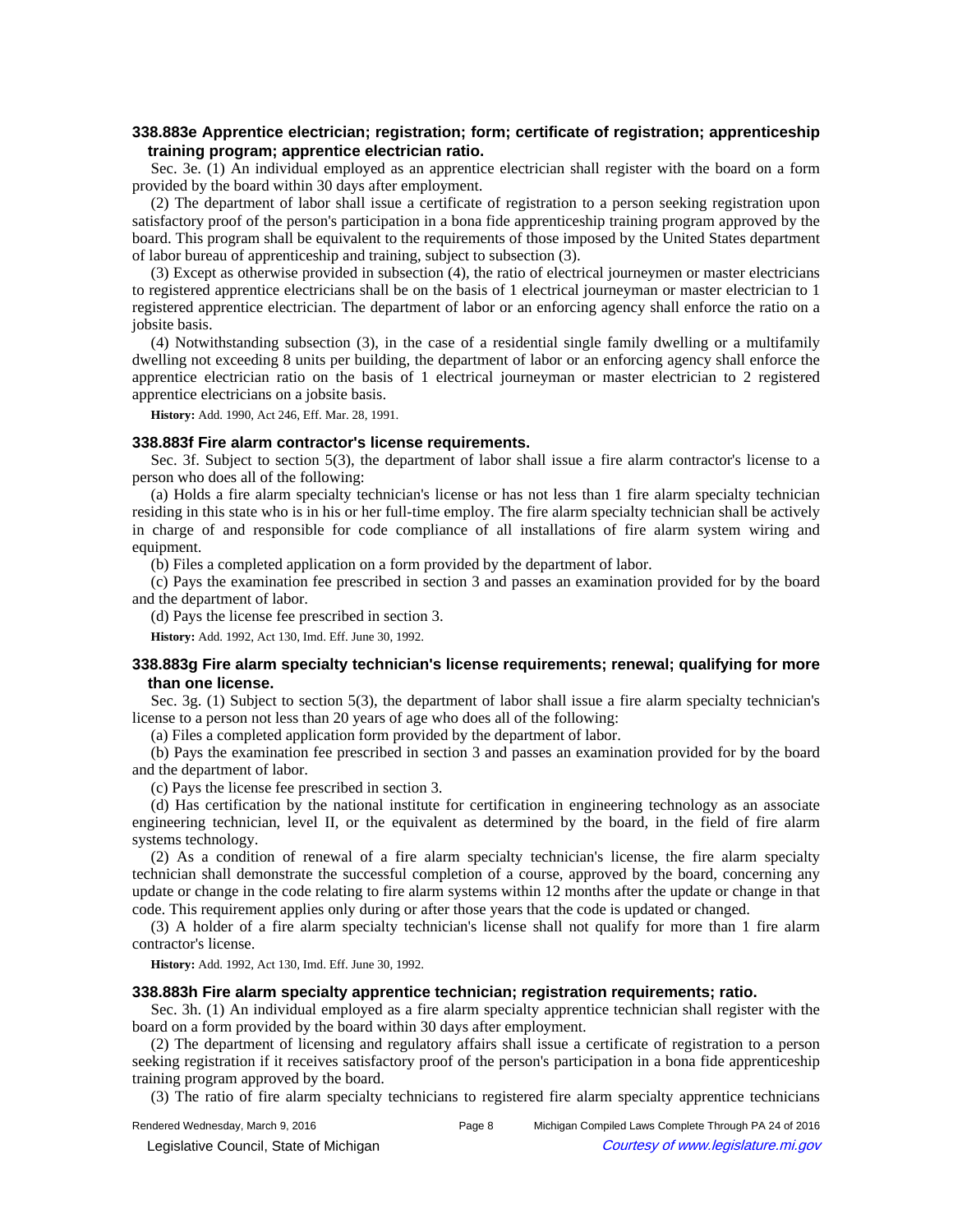### 338.883e Apprentice electrician; registration; form; certificate of registration; apprenticeship training program; apprentice electrician ratio.

Sec. 3e. (1) An individual employed as an apprentice electrician shall register with the board on a form provided by the board within 30 days after employment.

(2) The department of labor shall issue a certificate of registration to a person seeking registration upon satisfactory proof of the person's participation in a bona fide apprenticeship training program approved by the board. This program shall be equivalent to the requirements of those imposed by the United States department of labor bureau of apprenticeship and training, subject to subsection (3).

(3) Except as otherwise provided in subsection (4), the ratio of electrical journeymen or master electricians to registered apprentice electricians shall be on the basis of 1 electrical journeyman or master electrician to 1 registered apprentice electrician. The department of labor or an enforcing agency shall enforce the ratio on a jobsite basis.

(4) Notwithstanding subsection (3), in the case of a residential single family dwelling or a multifamily dwelling not exceeding 8 units per building, the department of labor or an enforcing agency shall enforce the apprentice electrician ratio on the basis of 1 electrical journeyman or master electrician to 2 registered apprentice electricians on a jobsite basis.

**History:** Add. 1990, Act 246, Eff. Mar. 28, 1991.

### 338.883f Fire alarm contractor's license requirements.

Sec. 3f. Subject to section 5(3), the department of labor shall issue a fire alarm contractor's license to a person who does all of the following:

(a) Holds a fire alarm specialty technician's license or has not less than 1 fire alarm specialty technician residing in this state who is in his or her full-time employ. The fire alarm specialty technician shall be actively in charge of and responsible for code compliance of all installations of fire alarm system wiring and equipment.

(b) Files a completed application on a form provided by the department of labor.

(c) Pays the examination fee prescribed in section 3 and passes an examination provided for by the board and the department of labor.

(d) Pays the license fee prescribed in section 3.

**History:** Add. 1992, Act 130, Imd. Eff. June 30, 1992.

### 338.883g Fire alarm specialty technician's license requirements; renewal; qualifying for more than one license.

Sec. 3g. (1) Subject to section 5(3), the department of labor shall issue a fire alarm specialty technician's license to a person not less than 20 years of age who does all of the following:

(a) Files a completed application form provided by the department of labor.

(b) Pays the examination fee prescribed in section 3 and passes an examination provided for by the board and the department of labor.

(c) Pays the license fee prescribed in section 3.

(d) Has certification by the national institute for certification in engineering technology as an associate engineering technician, level II, or the equivalent as determined by the board, in the field of fire alarm systems technology.

(2) As a condition of renewal of a fire alarm specialty technician's license, the fire alarm specialty technician shall demonstrate the successful completion of a course, approved by the board, concerning any update or change in the code relating to fire alarm systems within 12 months after the update or change in that code. This requirement applies only during or after those years that the code is updated or changed.

(3) A holder of a fire alarm specialty technician's license shall not qualify for more than 1 fire alarm contractor's license.

**History:** Add. 1992, Act 130, Imd. Eff. June 30, 1992.

### 338.883h Fire alarm specialty apprentice technician; registration requirements; ratio.

Sec. 3h. (1) An individual employed as a fire alarm specialty apprentice technician shall register with the board on a form provided by the board within 30 days after employment.

(2) The department of licensing and regulatory affairs shall issue a certificate of registration to a person seeking registration if it receives satisfactory proof of the person's participation in a bona fide apprenticeship training program approved by the board.

(3) The ratio of fire alarm specialty technicians to registered fire alarm specialty apprentice technicians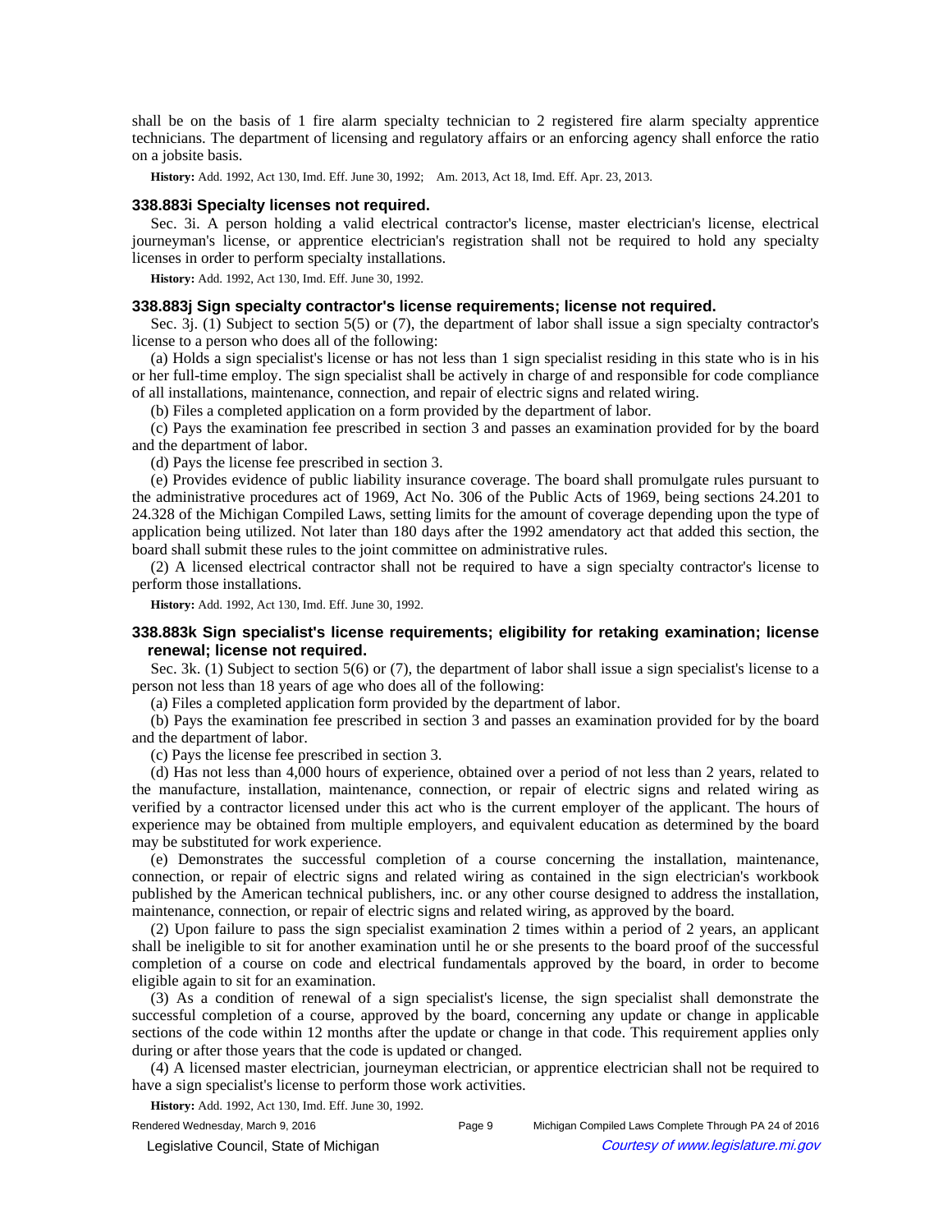shall be on the basis of 1 fire alarm specialty technician to 2 registered fire alarm specialty apprentice technicians. The department of licensing and regulatory affairs or an enforcing agency shall enforce the ratio on a jobsite basis.

**History:** Add. 1992, Act 130, Imd. Eff. June 30, 1992; Am. 2013, Act 18, Imd. Eff. Apr. 23, 2013.

### 338.883i Specialty licenses not required.

Sec. 3i. A person holding a valid electrical contractor's license, master electrician's license, electrical journeyman's license, or apprentice electrician's registration shall not be required to hold any specialty licenses in order to perform specialty installations.

**History:** Add. 1992, Act 130, Imd. Eff. June 30, 1992.

### 338.883j Sign specialty contractor's license requirements; license not required.

Sec. 3j. (1) Subject to section 5(5) or (7), the department of labor shall issue a sign specialty contractor's license to a person who does all of the following:

(a) Holds a sign specialist's license or has not less than 1 sign specialist residing in this state who is in his or her full-time employ. The sign specialist shall be actively in charge of and responsible for code compliance of all installations, maintenance, connection, and repair of electric signs and related wiring.

(b) Files a completed application on a form provided by the department of labor.

(c) Pays the examination fee prescribed in section 3 and passes an examination provided for by the board and the department of labor.

(d) Pays the license fee prescribed in section 3.

(e) Provides evidence of public liability insurance coverage. The board shall promulgate rules pursuant to the administrative procedures act of 1969, Act No. 306 of the Public Acts of 1969, being sections 24.201 to 24.328 of the Michigan Compiled Laws, setting limits for the amount of coverage depending upon the type of application being utilized. Not later than 180 days after the 1992 amendatory act that added this section, the board shall submit these rules to the joint committee on administrative rules.

(2) A licensed electrical contractor shall not be required to have a sign specialty contractor's license to perform those installations.

**History:** Add. 1992, Act 130, Imd. Eff. June 30, 1992.

### 338.883k Sign specialist's license requirements; eligibility for retaking examination; license renewal; license not required.

Sec. 3k. (1) Subject to section 5(6) or (7), the department of labor shall issue a sign specialist's license to a person not less than 18 years of age who does all of the following:

(a) Files a completed application form provided by the department of labor.

(b) Pays the examination fee prescribed in section 3 and passes an examination provided for by the board and the department of labor.

(c) Pays the license fee prescribed in section 3.

(d) Has not less than 4,000 hours of experience, obtained over a period of not less than 2 years, related to the manufacture, installation, maintenance, connection, or repair of electric signs and related wiring as verified by a contractor licensed under this act who is the current employer of the applicant. The hours of experience may be obtained from multiple employers, and equivalent education as determined by the board may be substituted for work experience.

(e) Demonstrates the successful completion of a course concerning the installation, maintenance, connection, or repair of electric signs and related wiring as contained in the sign electrician's workbook published by the American technical publishers, inc. or any other course designed to address the installation, maintenance, connection, or repair of electric signs and related wiring, as approved by the board.

(2) Upon failure to pass the sign specialist examination 2 times within a period of 2 years, an applicant shall be ineligible to sit for another examination until he or she presents to the board proof of the successful completion of a course on code and electrical fundamentals approved by the board, in order to become eligible again to sit for an examination.

(3) As a condition of renewal of a sign specialist's license, the sign specialist shall demonstrate the successful completion of a course, approved by the board, concerning any update or change in applicable sections of the code within 12 months after the update or change in that code. This requirement applies only during or after those years that the code is updated or changed.

(4) A licensed master electrician, journeyman electrician, or apprentice electrician shall not be required to have a sign specialist's license to perform those work activities.

**History:** Add. 1992, Act 130, Imd. Eff. June 30, 1992.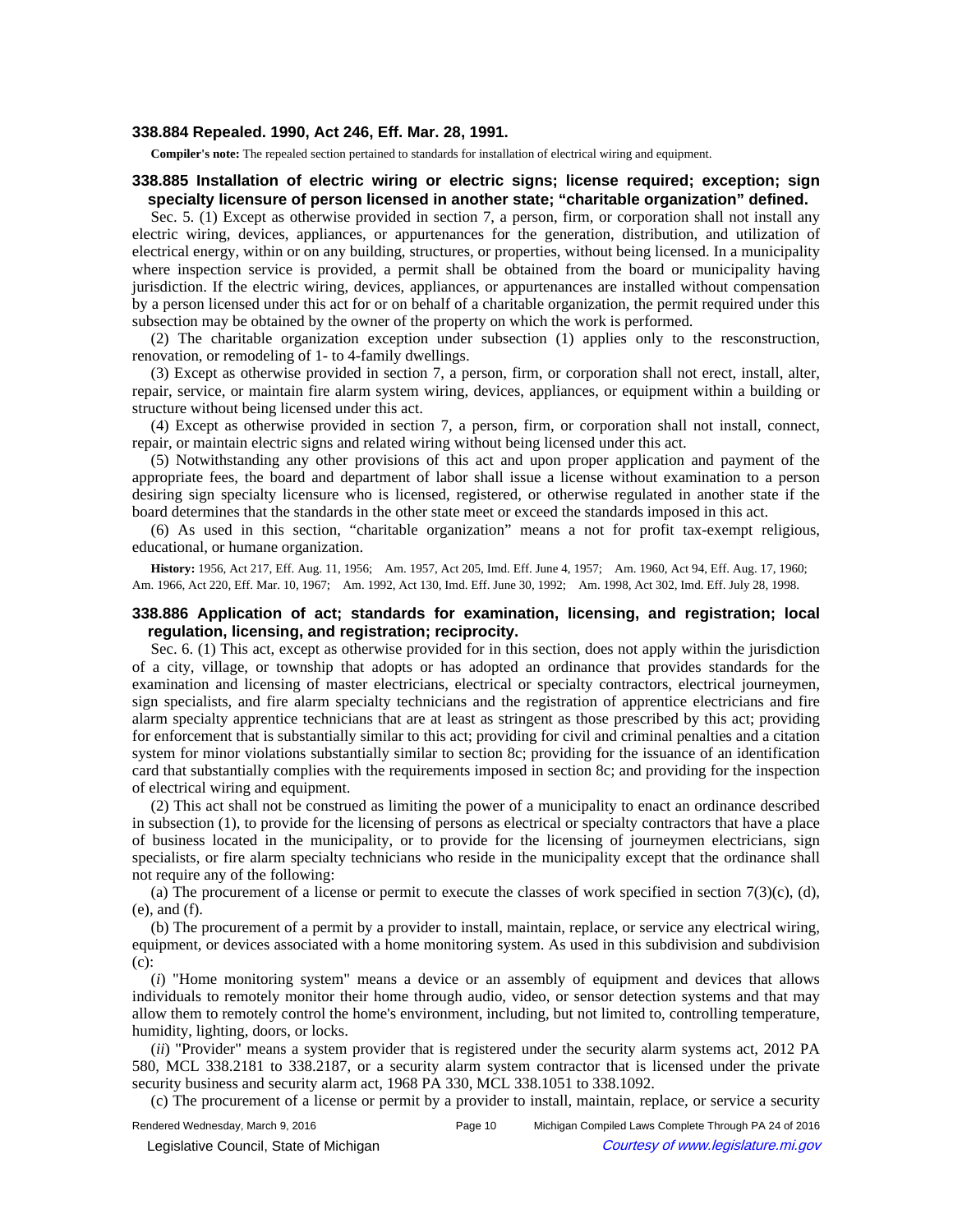### 338.884 Repealed. 1990, Act 246, Eff. Mar. 28, 1991.

**Compiler's note:** The repealed section pertained to standards for installation of electrical wiring and equipment.

### 338.885 Installation of electric wiring or electric signs; license required; exception; sign specialty licensure of person licensed in another state; "charitable organization" defined.

Sec. 5. (1) Except as otherwise provided in section 7, a person, firm, or corporation shall not install any electric wiring, devices, appliances, or appurtenances for the generation, distribution, and utilization of electrical energy, within or on any building, structures, or properties, without being licensed. In a municipality where inspection service is provided, a permit shall be obtained from the board or municipality having jurisdiction. If the electric wiring, devices, appliances, or appurtenances are installed without compensation by a person licensed under this act for or on behalf of a charitable organization, the permit required under this subsection may be obtained by the owner of the property on which the work is performed.

(2) The charitable organization exception under subsection (1) applies only to the resconstruction, renovation, or remodeling of 1- to 4-family dwellings.

(3) Except as otherwise provided in section 7, a person, firm, or corporation shall not erect, install, alter, repair, service, or maintain fire alarm system wiring, devices, appliances, or equipment within a building or structure without being licensed under this act.

(4) Except as otherwise provided in section 7, a person, firm, or corporation shall not install, connect, repair, or maintain electric signs and related wiring without being licensed under this act.

(5) Notwithstanding any other provisions of this act and upon proper application and payment of the appropriate fees, the board and department of labor shall issue a license without examination to a person desiring sign specialty licensure who is licensed, registered, or otherwise regulated in another state if the board determines that the standards in the other state meet or exceed the standards imposed in this act.

(6) As used in this section, "charitable organization" means a not for profit tax-exempt religious, educational, or humane organization.

**History:** 1956, Act 217, Eff. Aug. 11, 1956; Am. 1957, Act 205, Imd. Eff. June 4, 1957; Am. 1960, Act 94, Eff. Aug. 17, 1960; Am. 1966, Act 220, Eff. Mar. 10, 1967; Am. 1992, Act 130, Imd. Eff. June 30, 1992; Am. 1998, Act 302, Imd. Eff. July 28, 1998.

### 338.886 Application of act; standards for examination, licensing, and registration; local regulation, licensing, and registration; reciprocity.

Sec. 6. (1) This act, except as otherwise provided for in this section, does not apply within the jurisdiction of a city, village, or township that adopts or has adopted an ordinance that provides standards for the examination and licensing of master electricians, electrical or specialty contractors, electrical journeymen, sign specialists, and fire alarm specialty technicians and the registration of apprentice electricians and fire alarm specialty apprentice technicians that are at least as stringent as those prescribed by this act; providing for enforcement that is substantially similar to this act; providing for civil and criminal penalties and a citation system for minor violations substantially similar to section 8c; providing for the issuance of an identification card that substantially complies with the requirements imposed in section 8c; and providing for the inspection of electrical wiring and equipment.

(2) This act shall not be construed as limiting the power of a municipality to enact an ordinance described in subsection (1), to provide for the licensing of persons as electrical or specialty contractors that have a place of business located in the municipality, or to provide for the licensing of journeymen electricians, sign specialists, or fire alarm specialty technicians who reside in the municipality except that the ordinance shall not require any of the following:

(a) The procurement of a license or permit to execute the classes of work specified in section 7(3)(c), (d), (e), and (f).

(b) The procurement of a permit by a provider to install, maintain, replace, or service any electrical wiring, equipment, or devices associated with a home monitoring system. As used in this subdivision and subdivision (c):

(*i*) "Home monitoring system" means a device or an assembly of equipment and devices that allows individuals to remotely monitor their home through audio, video, or sensor detection systems and that may allow them to remotely control the home's environment, including, but not limited to, controlling temperature, humidity, lighting, doors, or locks.

(*ii*) "Provider" means a system provider that is registered under the security alarm systems act, 2012 PA 580, MCL 338.2181 to 338.2187, or a security alarm system contractor that is licensed under the private security business and security alarm act, 1968 PA 330, MCL 338.1051 to 338.1092.

(c) The procurement of a license or permit by a provider to install, maintain, replace, or service a security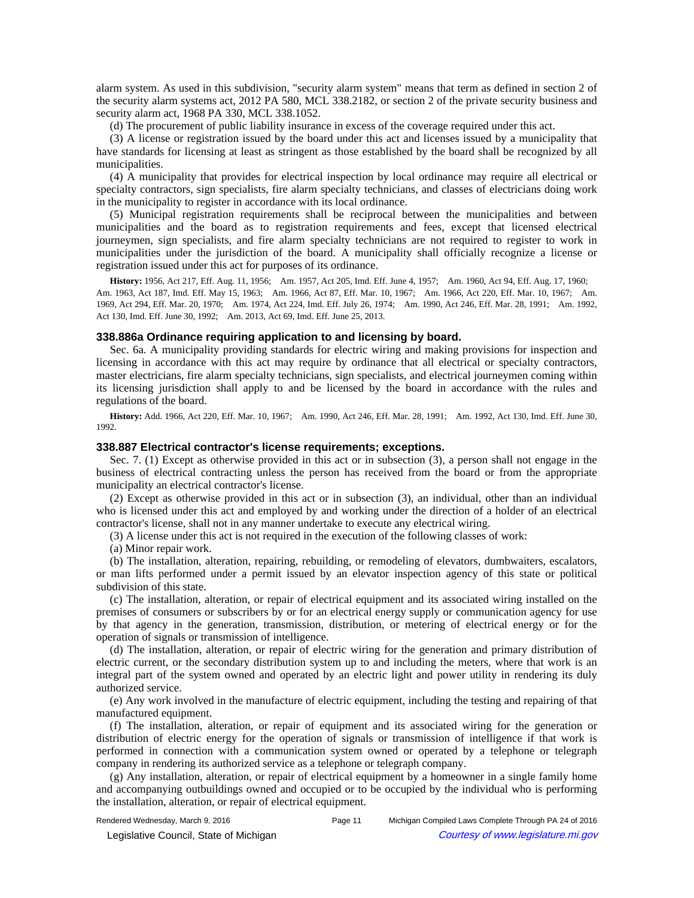alarm system. As used in this subdivision, "security alarm system" means that term as defined in section 2 of the security alarm systems act, 2012 PA 580, MCL 338.2182, or section 2 of the private security business and security alarm act, 1968 PA 330, MCL 338.1052.

(d) The procurement of public liability insurance in excess of the coverage required under this act.

(3) A license or registration issued by the board under this act and licenses issued by a municipality that have standards for licensing at least as stringent as those established by the board shall be recognized by all municipalities.

(4) A municipality that provides for electrical inspection by local ordinance may require all electrical or specialty contractors, sign specialists, fire alarm specialty technicians, and classes of electricians doing work in the municipality to register in accordance with its local ordinance.

(5) Municipal registration requirements shall be reciprocal between the municipalities and between municipalities and the board as to registration requirements and fees, except that licensed electrical journeymen, sign specialists, and fire alarm specialty technicians are not required to register to work in municipalities under the jurisdiction of the board. A municipality shall officially recognize a license or registration issued under this act for purposes of its ordinance.

**History:** 1956, Act 217, Eff. Aug. 11, 1956; Am. 1957, Act 205, Imd. Eff. June 4, 1957; Am. 1960, Act 94, Eff. Aug. 17, 1960; Am. 1963, Act 187, Imd. Eff. May 15, 1963; Am. 1966, Act 87, Eff. Mar. 10, 1967; Am. 1966, Act 220, Eff. Mar. 10, 1967; Am. 1969, Act 294, Eff. Mar. 20, 1970; Am. 1974, Act 224, Imd. Eff. July 26, 1974; Am. 1990, Act 246, Eff. Mar. 28, 1991; Am. 1992, Act 130, Imd. Eff. June 30, 1992; Am. 2013, Act 69, Imd. Eff. June 25, 2013.

### 338.886a Ordinance requiring application to and licensing by board.

Sec. 6a. A municipality providing standards for electric wiring and making provisions for inspection and licensing in accordance with this act may require by ordinance that all electrical or specialty contractors, master electricians, fire alarm specialty technicians, sign specialists, and electrical journeymen coming within its licensing jurisdiction shall apply to and be licensed by the board in accordance with the rules and regulations of the board.

**History:** Add. 1966, Act 220, Eff. Mar. 10, 1967; Am. 1990, Act 246, Eff. Mar. 28, 1991; Am. 1992, Act 130, Imd. Eff. June 30, 1992.

### 338.887 Electrical contractor's license requirements; exceptions.

Sec. 7. (1) Except as otherwise provided in this act or in subsection (3), a person shall not engage in the business of electrical contracting unless the person has received from the board or from the appropriate municipality an electrical contractor's license.

(2) Except as otherwise provided in this act or in subsection (3), an individual, other than an individual who is licensed under this act and employed by and working under the direction of a holder of an electrical contractor's license, shall not in any manner undertake to execute any electrical wiring.

(3) A license under this act is not required in the execution of the following classes of work:

(a) Minor repair work.

(b) The installation, alteration, repairing, rebuilding, or remodeling of elevators, dumbwaiters, escalators, or man lifts performed under a permit issued by an elevator inspection agency of this state or political subdivision of this state.

(c) The installation, alteration, or repair of electrical equipment and its associated wiring installed on the premises of consumers or subscribers by or for an electrical energy supply or communication agency for use by that agency in the generation, transmission, distribution, or metering of electrical energy or for the operation of signals or transmission of intelligence.

(d) The installation, alteration, or repair of electric wiring for the generation and primary distribution of electric current, or the secondary distribution system up to and including the meters, where that work is an integral part of the system owned and operated by an electric light and power utility in rendering its duly authorized service.

(e) Any work involved in the manufacture of electric equipment, including the testing and repairing of that manufactured equipment.

(f) The installation, alteration, or repair of equipment and its associated wiring for the generation or distribution of electric energy for the operation of signals or transmission of intelligence if that work is performed in connection with a communication system owned or operated by a telephone or telegraph company in rendering its authorized service as a telephone or telegraph company.

(g) Any installation, alteration, or repair of electrical equipment by a homeowner in a single family home and accompanying outbuildings owned and occupied or to be occupied by the individual who is performing the installation, alteration, or repair of electrical equipment.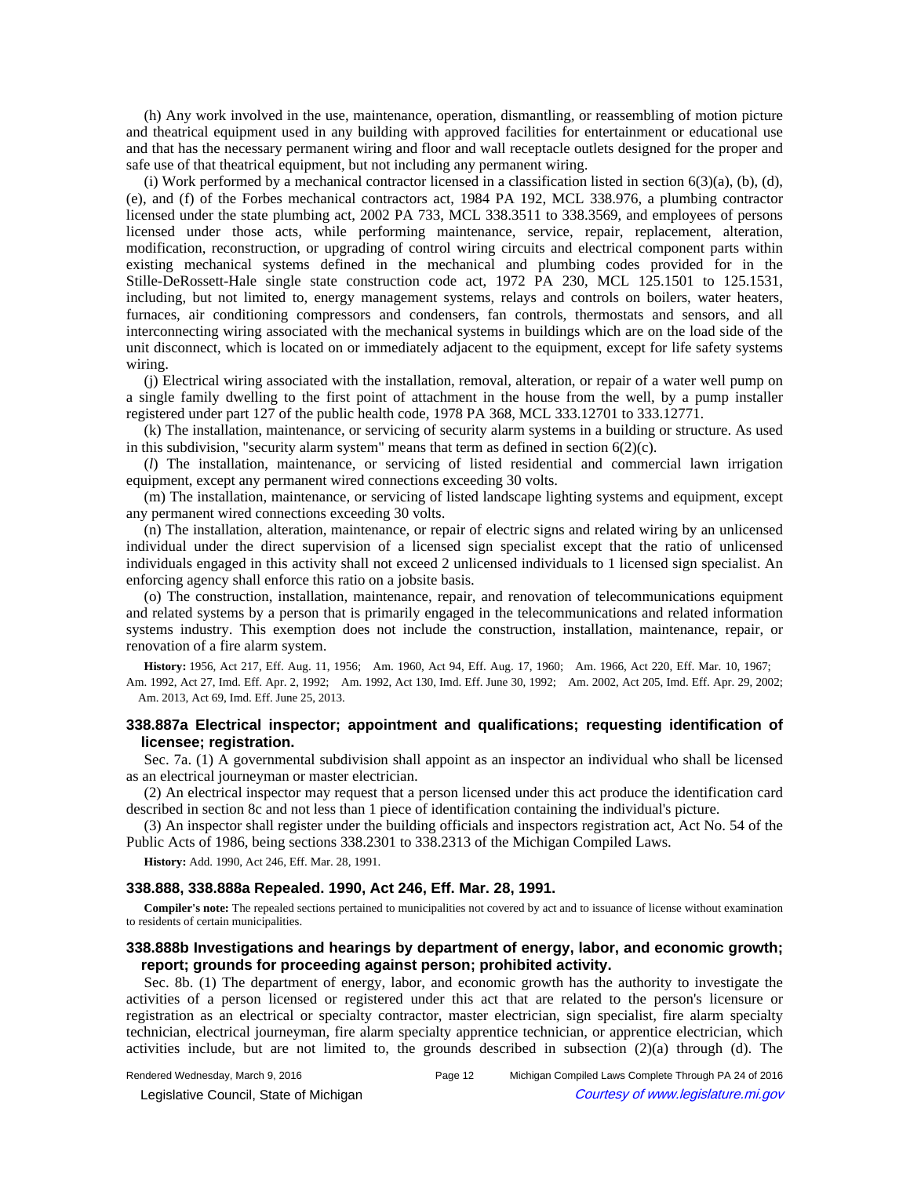(h) Any work involved in the use, maintenance, operation, dismantling, or reassembling of motion picture and theatrical equipment used in any building with approved facilities for entertainment or educational use and that has the necessary permanent wiring and floor and wall receptacle outlets designed for the proper and safe use of that theatrical equipment, but not including any permanent wiring.

(i) Work performed by a mechanical contractor licensed in a classification listed in section 6(3)(a), (b), (d), (e), and (f) of the Forbes mechanical contractors act, 1984 PA 192, MCL 338.976, a plumbing contractor licensed under the state plumbing act, 2002 PA 733, MCL 338.3511 to 338.3569, and employees of persons licensed under those acts, while performing maintenance, service, repair, replacement, alteration, modification, reconstruction, or upgrading of control wiring circuits and electrical component parts within existing mechanical systems defined in the mechanical and plumbing codes provided for in the Stille-DeRossett-Hale single state construction code act, 1972 PA 230, MCL 125.1501 to 125.1531, including, but not limited to, energy management systems, relays and controls on boilers, water heaters, furnaces, air conditioning compressors and condensers, fan controls, thermostats and sensors, and all interconnecting wiring associated with the mechanical systems in buildings which are on the load side of the unit disconnect, which is located on or immediately adjacent to the equipment, except for life safety systems wiring.

(j) Electrical wiring associated with the installation, removal, alteration, or repair of a water well pump on a single family dwelling to the first point of attachment in the house from the well, by a pump installer registered under part 127 of the public health code, 1978 PA 368, MCL 333.12701 to 333.12771.

(k) The installation, maintenance, or servicing of security alarm systems in a building or structure. As used in this subdivision, "security alarm system" means that term as defined in section 6(2)(c).

(*l*) The installation, maintenance, or servicing of listed residential and commercial lawn irrigation equipment, except any permanent wired connections exceeding 30 volts.

(m) The installation, maintenance, or servicing of listed landscape lighting systems and equipment, except any permanent wired connections exceeding 30 volts.

(n) The installation, alteration, maintenance, or repair of electric signs and related wiring by an unlicensed individual under the direct supervision of a licensed sign specialist except that the ratio of unlicensed individuals engaged in this activity shall not exceed 2 unlicensed individuals to 1 licensed sign specialist. An enforcing agency shall enforce this ratio on a jobsite basis.

(o) The construction, installation, maintenance, repair, and renovation of telecommunications equipment and related systems by a person that is primarily engaged in the telecommunications and related information systems industry. This exemption does not include the construction, installation, maintenance, repair, or renovation of a fire alarm system.

**History:** 1956, Act 217, Eff. Aug. 11, 1956;—Am. 1960, Act 94, Eff. Aug. 17, 1960;—Am. 1966, Act 220, Eff. Mar. 10, 1967;—Am. 1992, Act 27, Imd. Eff. Apr. 2, 1992;—Am. 1992, Act 130, Imd. Eff. June 30, 1992;—Am. 2002, Act 205, Imd. Eff. Apr. 29, 2002;—Am. 2013, Act 69, Imd. Eff. June 25, 2013.

### 338.887a Electrical inspector; appointment and qualifications; requesting identification of licensee; registration.

Sec. 7a. (1) A governmental subdivision shall appoint as an inspector an individual who shall be licensed as an electrical journeyman or master electrician.

(2) An electrical inspector may request that a person licensed under this act produce the identification card described in section 8c and not less than 1 piece of identification containing the individual's picture.

(3) An inspector shall register under the building officials and inspectors registration act, Act No. 54 of the Public Acts of 1986, being sections 338.2301 to 338.2313 of the Michigan Compiled Laws.

**History:** Add. 1990, Act 246, Eff. Mar. 28, 1991.

### 338.888, 338.888a Repealed. 1990, Act 246, Eff. Mar. 28, 1991.

**Compiler's note:** The repealed sections pertained to municipalities not covered by act and to issuance of license without examination to residents of certain municipalities.

### 338.888b Investigations and hearings by department of energy, labor, and economic growth; report; grounds for proceeding against person; prohibited activity.

Sec. 8b. (1) The department of energy, labor, and economic growth has the authority to investigate the activities of a person licensed or registered under this act that are related to the person's licensure or registration as an electrical or specialty contractor, master electrician, sign specialist, fire alarm specialty technician, electrical journeyman, fire alarm specialty apprentice technician, or apprentice electrician, which activities include, but are not limited to, the grounds described in subsection (2)(a) through (d). The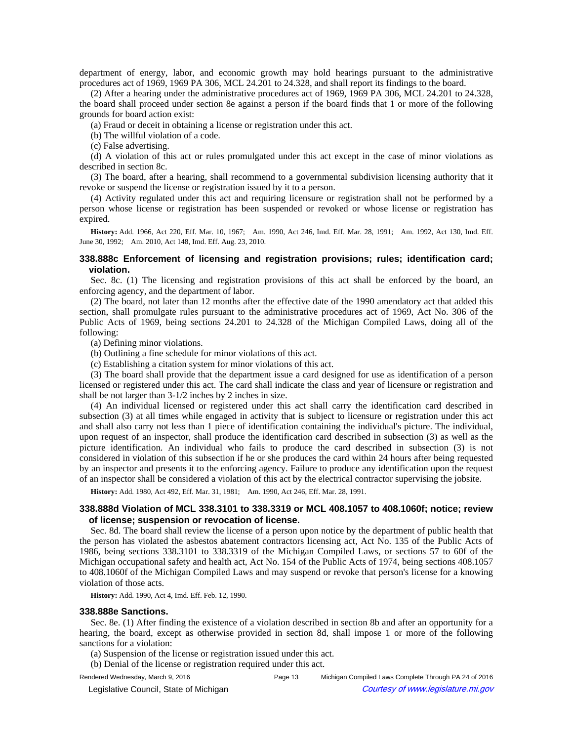department of energy, labor, and economic growth may hold hearings pursuant to the administrative procedures act of 1969, 1969 PA 306, MCL 24.201 to 24.328, and shall report its findings to the board.

(2) After a hearing under the administrative procedures act of 1969, 1969 PA 306, MCL 24.201 to 24.328, the board shall proceed under section 8e against a person if the board finds that 1 or more of the following grounds for board action exist:

(a) Fraud or deceit in obtaining a license or registration under this act.

(b) The willful violation of a code.

(c) False advertising.

(d) A violation of this act or rules promulgated under this act except in the case of minor violations as described in section 8c.

(3) The board, after a hearing, shall recommend to a governmental subdivision licensing authority that it revoke or suspend the license or registration issued by it to a person.

(4) Activity regulated under this act and requiring licensure or registration shall not be performed by a person whose license or registration has been suspended or revoked or whose license or registration has expired.

**History:** Add. 1966, Act 220, Eff. Mar. 10, 1967;—Am. 1990, Act 246, Imd. Eff. Mar. 28, 1991;—Am. 1992, Act 130, Imd. Eff. June 30, 1992;—Am. 2010, Act 148, Imd. Eff. Aug. 23, 2010.

### 338.888c Enforcement of licensing and registration provisions; rules; identification card; violation.

Sec. 8c. (1) The licensing and registration provisions of this act shall be enforced by the board, an enforcing agency, and the department of labor.

(2) The board, not later than 12 months after the effective date of the 1990 amendatory act that added this section, shall promulgate rules pursuant to the administrative procedures act of 1969, Act No. 306 of the Public Acts of 1969, being sections 24.201 to 24.328 of the Michigan Compiled Laws, doing all of the following:

(a) Defining minor violations.

(b) Outlining a fine schedule for minor violations of this act.

(c) Establishing a citation system for minor violations of this act.

(3) The board shall provide that the department issue a card designed for use as identification of a person licensed or registered under this act. The card shall indicate the class and year of licensure or registration and shall be not larger than 3-1/2 inches by 2 inches in size.

(4) An individual licensed or registered under this act shall carry the identification card described in subsection (3) at all times while engaged in activity that is subject to licensure or registration under this act and shall also carry not less than 1 piece of identification containing the individual's picture. The individual, upon request of an inspector, shall produce the identification card described in subsection (3) as well as the picture identification. An individual who fails to produce the card described in subsection (3) is not considered in violation of this subsection if he or she produces the card within 24 hours after being requested by an inspector and presents it to the enforcing agency. Failure to produce any identification upon the request of an inspector shall be considered a violation of this act by the electrical contractor supervising the jobsite.

**History:** Add. 1980, Act 492, Eff. Mar. 31, 1981;—Am. 1990, Act 246, Eff. Mar. 28, 1991.

### 338.888d Violation of MCL 338.3101 to 338.3319 or MCL 408.1057 to 408.1060f; notice; review of license; suspension or revocation of license.

Sec. 8d. The board shall review the license of a person upon notice by the department of public health that the person has violated the asbestos abatement contractors licensing act, Act No. 135 of the Public Acts of 1986, being sections 338.3101 to 338.3319 of the Michigan Compiled Laws, or sections 57 to 60f of the Michigan occupational safety and health act, Act No. 154 of the Public Acts of 1974, being sections 408.1057 to 408.1060f of the Michigan Compiled Laws and may suspend or revoke that person's license for a knowing violation of those acts.

**History:** Add. 1990, Act 4, Imd. Eff. Feb. 12, 1990.

### 338.888e Sanctions.

Sec. 8e. (1) After finding the existence of a violation described in section 8b and after an opportunity for a hearing, the board, except as otherwise provided in section 8d, shall impose 1 or more of the following sanctions for a violation:

(a) Suspension of the license or registration issued under this act.

(b) Denial of the license or registration required under this act.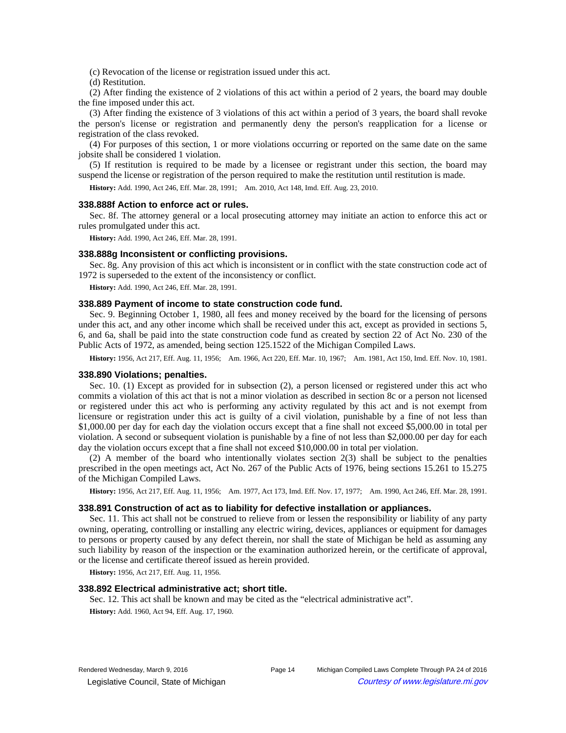(c) Revocation of the license or registration issued under this act.

(d) Restitution.

(2) After finding the existence of 2 violations of this act within a period of 2 years, the board may double the fine imposed under this act.

(3) After finding the existence of 3 violations of this act within a period of 3 years, the board shall revoke the person's license or registration and permanently deny the person's reapplication for a license or registration of the class revoked.

(4) For purposes of this section, 1 or more violations occurring or reported on the same date on the same jobsite shall be considered 1 violation.

(5) If restitution is required to be made by a licensee or registrant under this section, the board may suspend the license or registration of the person required to make the restitution until restitution is made.

**History:** Add. 1990, Act 246, Eff. Mar. 28, 1991; Am. 2010, Act 148, Imd. Eff. Aug. 23, 2010.

### 338.888f Action to enforce act or rules.

Sec. 8f. The attorney general or a local prosecuting attorney may initiate an action to enforce this act or rules promulgated under this act.

**History:** Add. 1990, Act 246, Eff. Mar. 28, 1991.

### 338.888g Inconsistent or conflicting provisions.

Sec. 8g. Any provision of this act which is inconsistent or in conflict with the state construction code act of 1972 is superseded to the extent of the inconsistency or conflict.

**History:** Add. 1990, Act 246, Eff. Mar. 28, 1991.

### 338.889 Payment of income to state construction code fund.

Sec. 9. Beginning October 1, 1980, all fees and money received by the board for the licensing of persons under this act, and any other income which shall be received under this act, except as provided in sections 5, 6, and 6a, shall be paid into the state construction code fund as created by section 22 of Act No. 230 of the Public Acts of 1972, as amended, being section 125.1522 of the Michigan Compiled Laws.

**History:** 1956, Act 217, Eff. Aug. 11, 1956; Am. 1966, Act 220, Eff. Mar. 10, 1967; Am. 1981, Act 150, Imd. Eff. Nov. 10, 1981.

### 338.890 Violations; penalties.

Sec. 10. (1) Except as provided for in subsection (2), a person licensed or registered under this act who commits a violation of this act that is not a minor violation as described in section 8c or a person not licensed or registered under this act who is performing any activity regulated by this act and is not exempt from licensure or registration under this act is guilty of a civil violation, punishable by a fine of not less than $1,000.00 per day for each day the violation occurs except that a fine shall not exceed $5,000.00 in total per violation. A second or subsequent violation is punishable by a fine of not less than $2,000.00 per day for each day the violation occurs except that a fine shall not exceed $10,000.00 in total per violation.

(2) A member of the board who intentionally violates section 2(3) shall be subject to the penalties prescribed in the open meetings act, Act No. 267 of the Public Acts of 1976, being sections 15.261 to 15.275 of the Michigan Compiled Laws.

**History:** 1956, Act 217, Eff. Aug. 11, 1956; Am. 1977, Act 173, Imd. Eff. Nov. 17, 1977; Am. 1990, Act 246, Eff. Mar. 28, 1991.

### 338.891 Construction of act as to liability for defective installation or appliances.

Sec. 11. This act shall not be construed to relieve from or lessen the responsibility or liability of any party owning, operating, controlling or installing any electric wiring, devices, appliances or equipment for damages to persons or property caused by any defect therein, nor shall the state of Michigan be held as assuming any such liability by reason of the inspection or the examination authorized herein, or the certificate of approval, or the license and certificate thereof issued as herein provided.

**History:** 1956, Act 217, Eff. Aug. 11, 1956.

### 338.892 Electrical administrative act; short title.

Sec. 12. This act shall be known and may be cited as the "electrical administrative act".

**History:** Add. 1960, Act 94, Eff. Aug. 17, 1960.